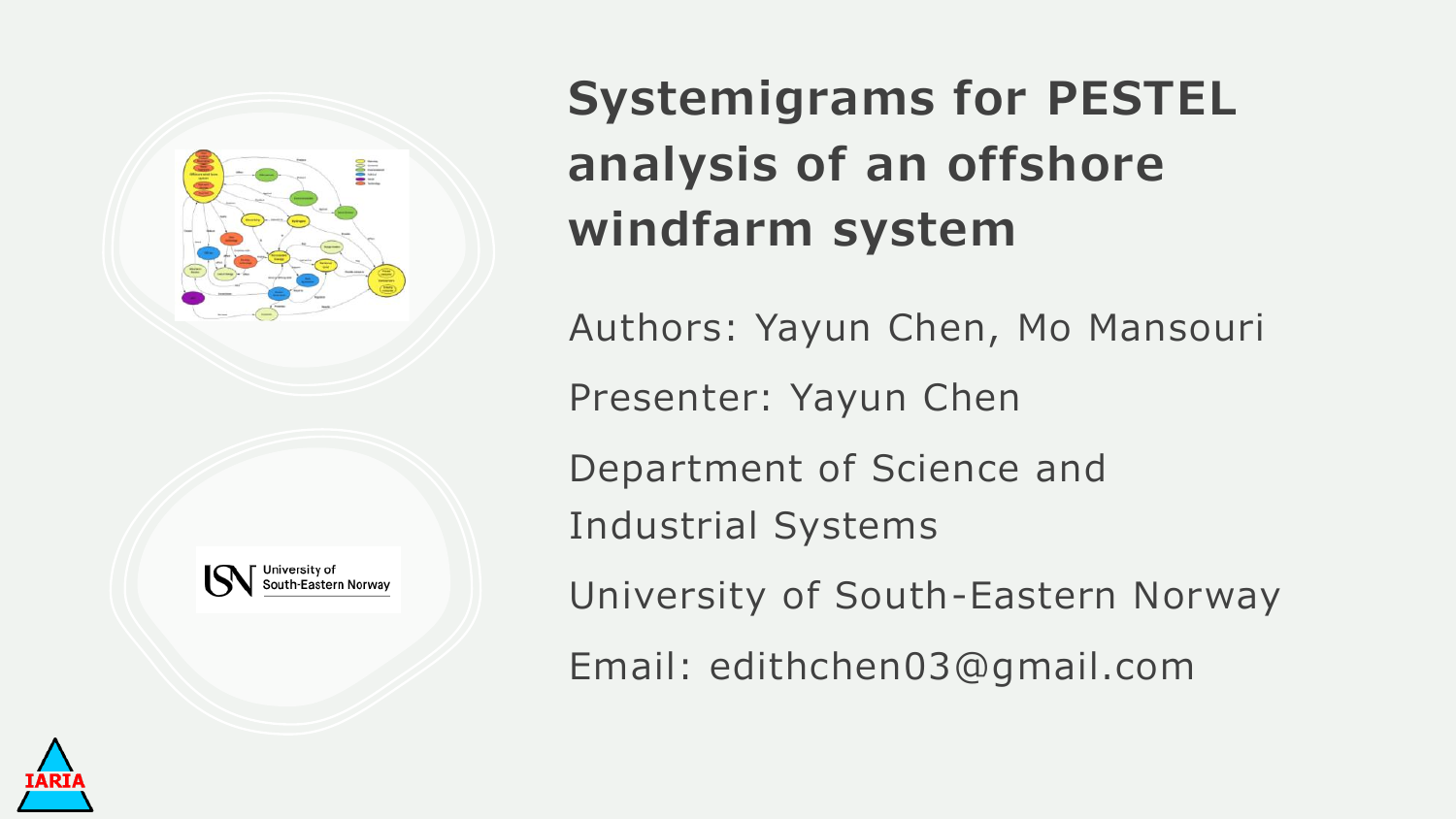# Systemigrams for PESTEL analysis of an offshore windfarm system

Authors: Yayun Chen, Mo Mansouri

Presenter: Yayun Chen

Department of Science and Industrial Systems

University of South-Eastern Norway

Email: edithchen03@gmail.com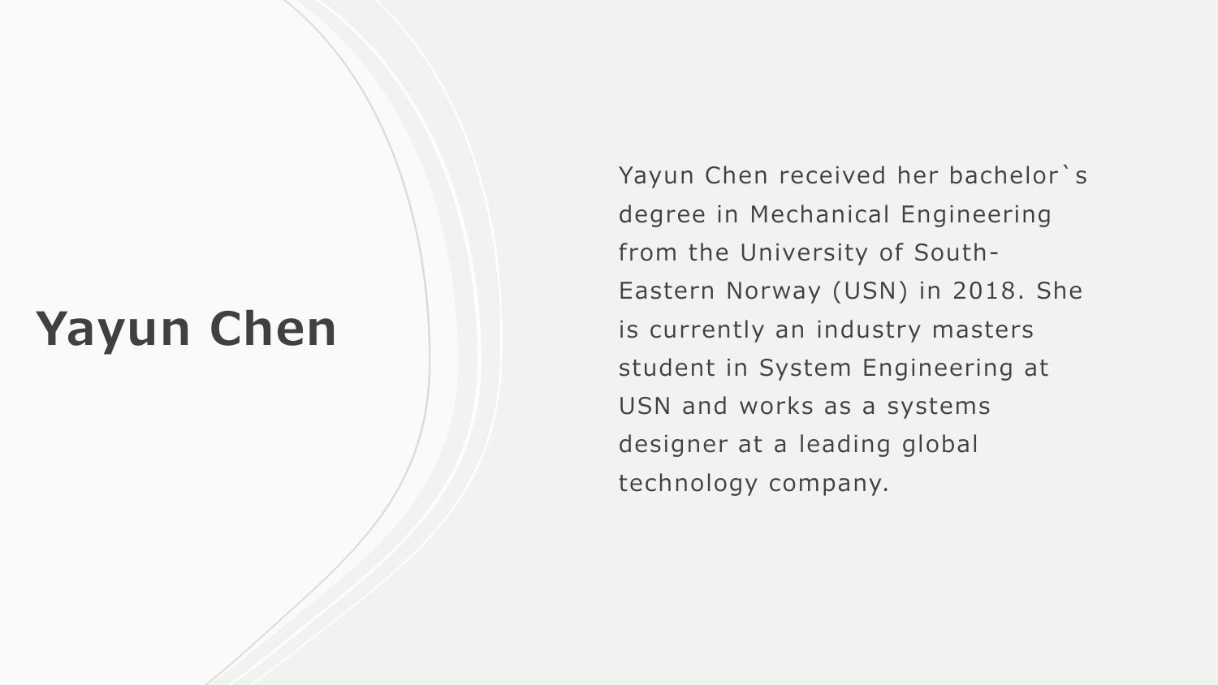# Yayun Chen

Yayun Chen received her bachelor`s degree in Mechanical Engineering from the University of South-Eastern Norway (USN) in 2018. She is currently an industry masters student in System Engineering at USN and works as a systems designer at a leading global technology company.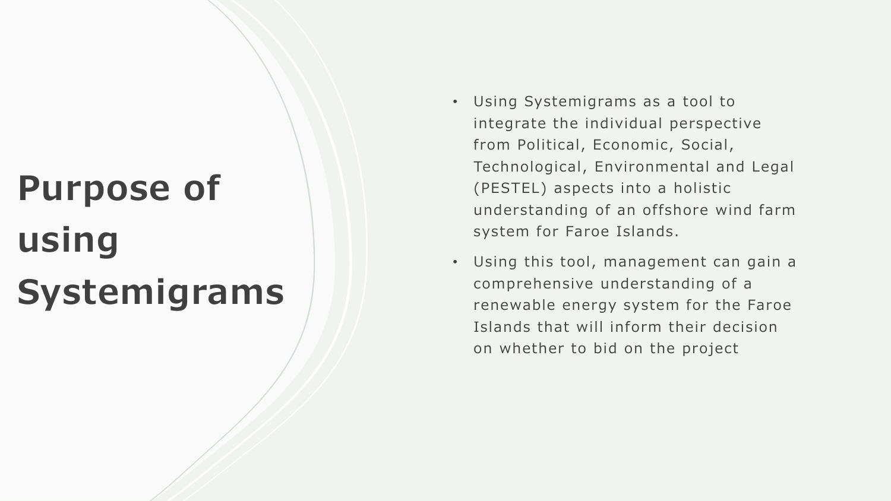# Purpose of using Systemigrams

- Using Systemigrams as a tool to integrate the individual perspective from Political, Economic, Social, Technological, Environmental and Legal (PESTEL) aspects into a holistic understanding of an offshore wind farm system for Faroe Islands.
- Using this tool, management can gain a comprehensive understanding of a renewable energy system for the Faroe Islands that will inform their decision on whether to bid on the project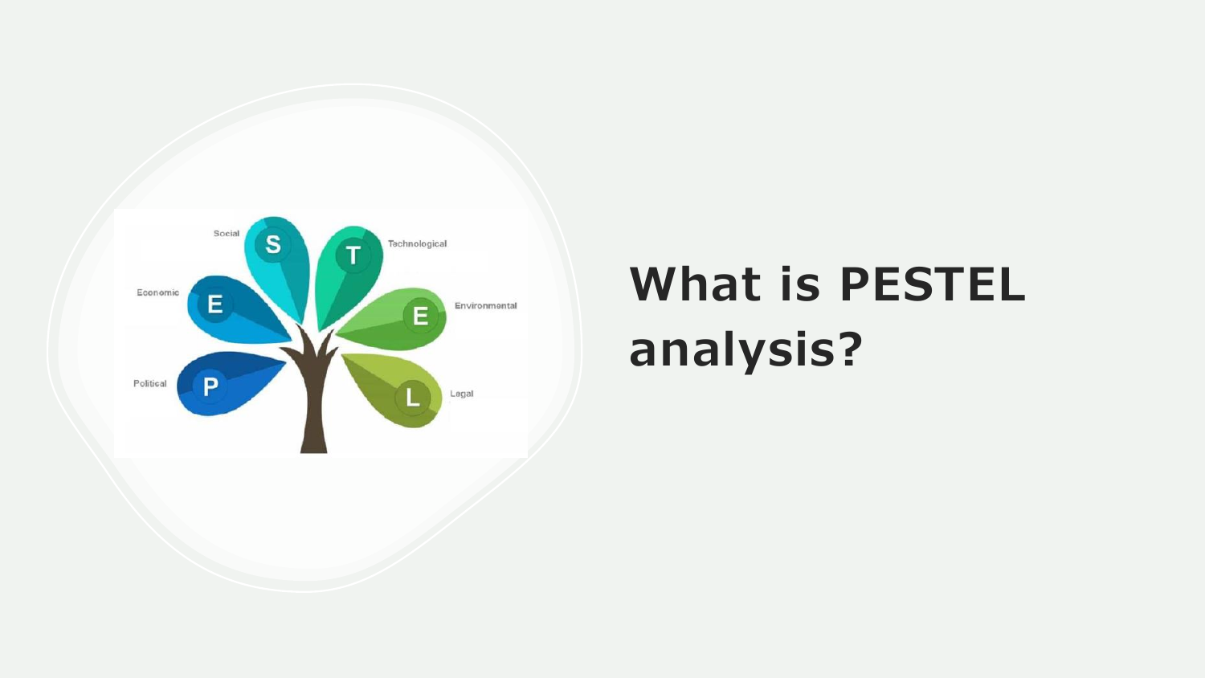# What is PESTEL analysis?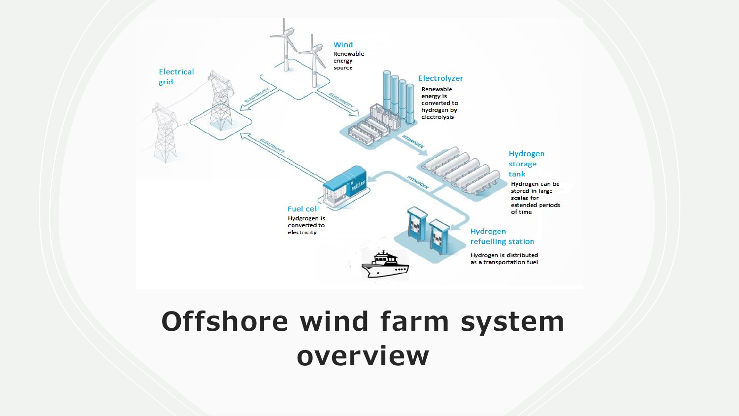Wind

Renewable energy source

Electrical grid

Electrolyzer

Renewable energy is converted to hydrogen by electrolysis

Hydrogen storage tank

Hydrogen can be stored in large scales for extended periods of time

Fuel cell

Hydgrogen is converted to electricity

Hydrogen refuelling station

Hydrogen is distributed as a transportation fuel

# Offshore wind farm system overview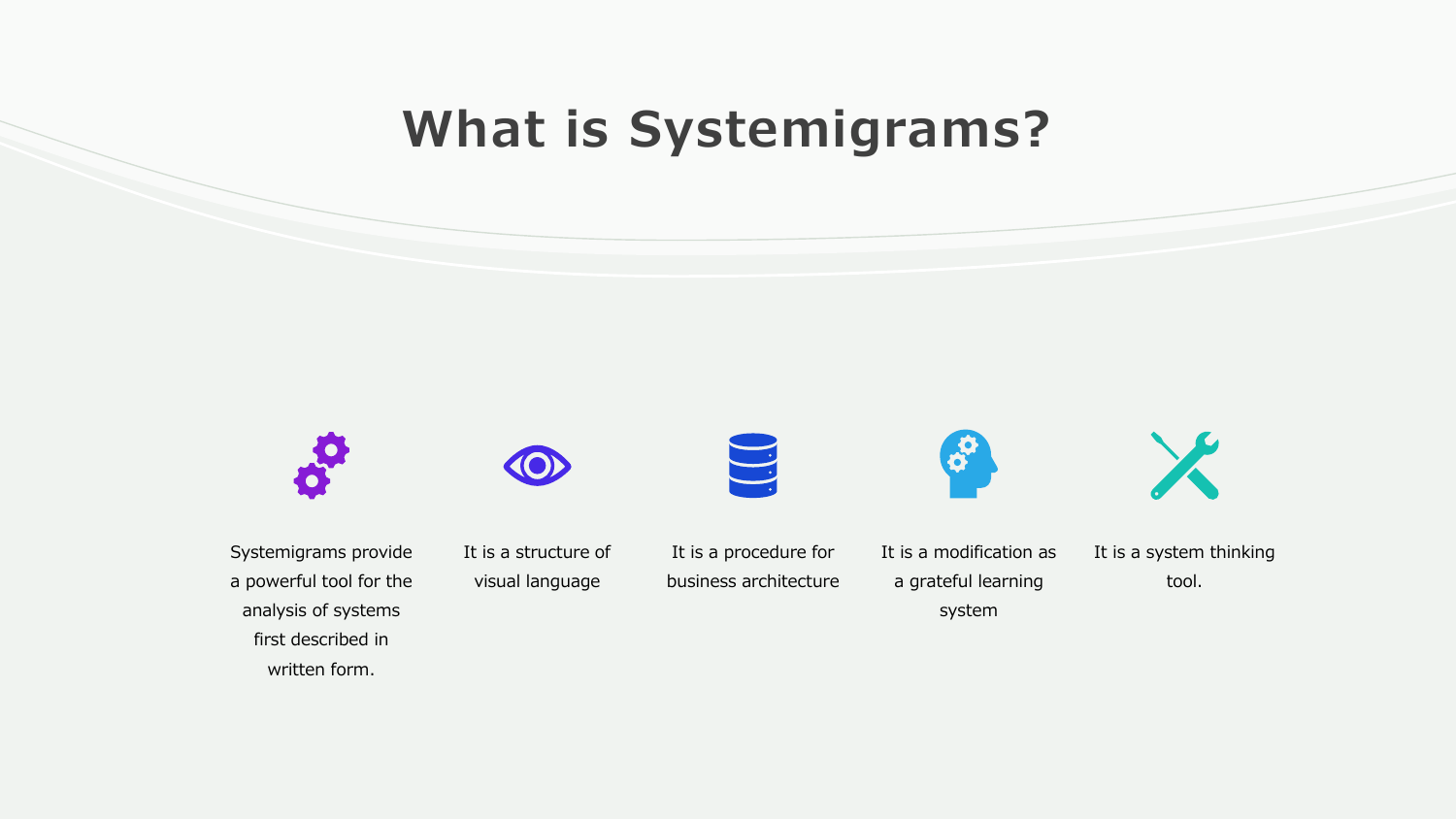# What is Systemigrams?

- Systemigrams provide a powerful tool for the analysis of systems first described in written form.
- It is a structure of visual language
- It is a procedure for business architecture
- It is a modification as a grateful learning system
- It is a system thinking tool.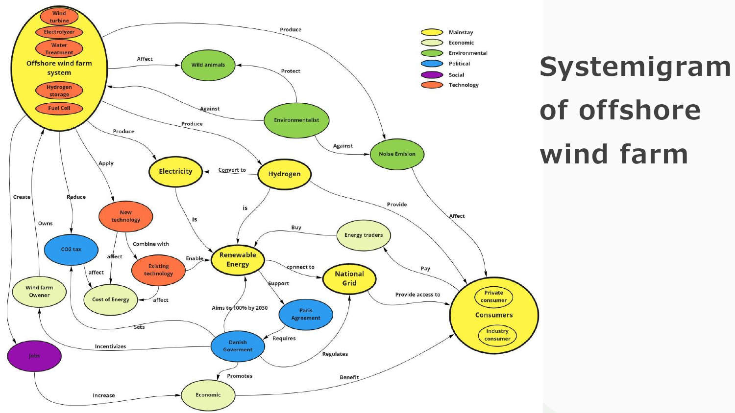# Systemigram of offshore wind farm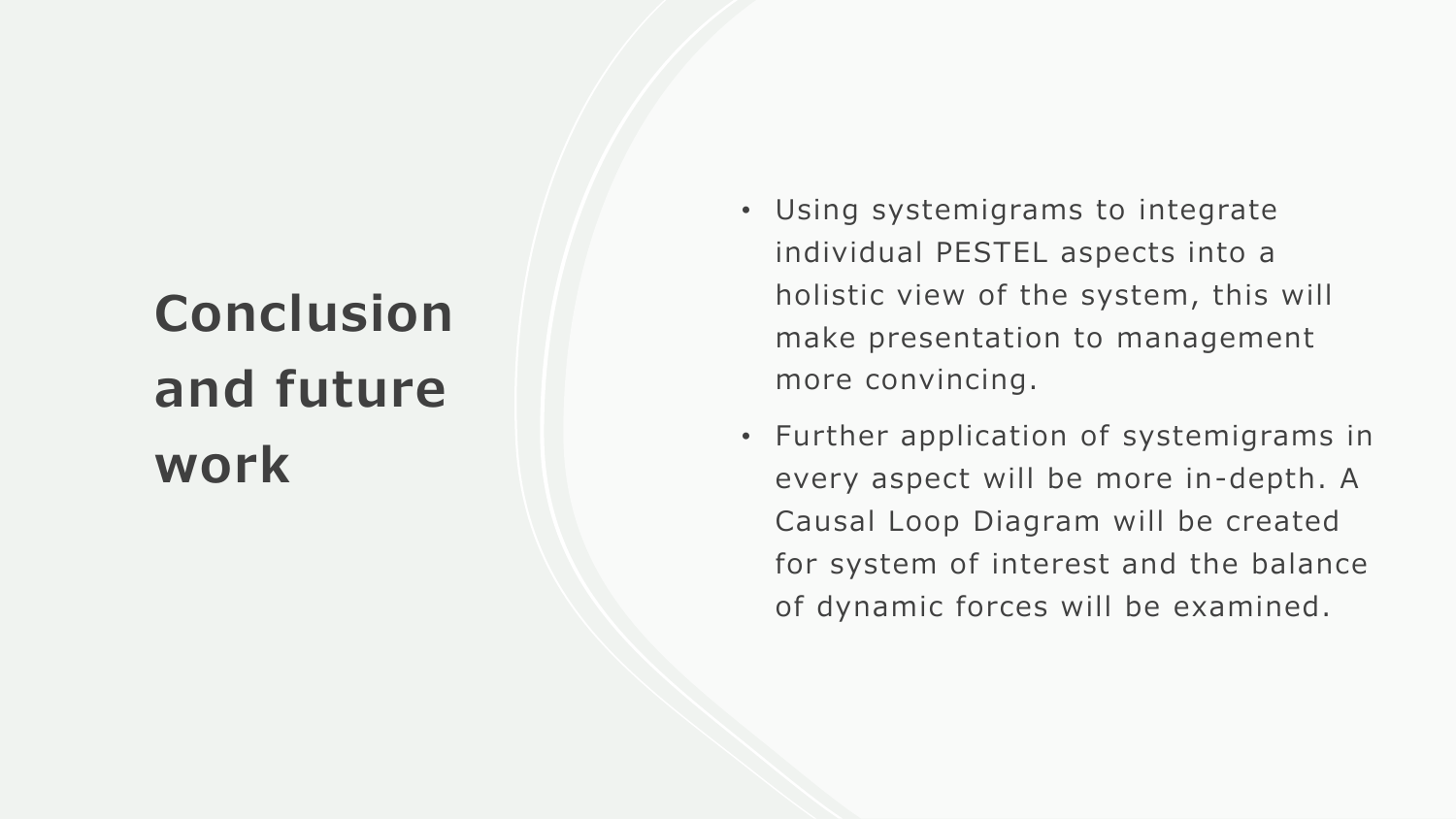# Conclusion and future work

- Using systemigrams to integrate individual PESTEL aspects into a holistic view of the system, this will make presentation to management more convincing.
- Further application of systemigrams in every aspect will be more in-depth. A Causal Loop Diagram will be created for system of interest and the balance of dynamic forces will be examined.